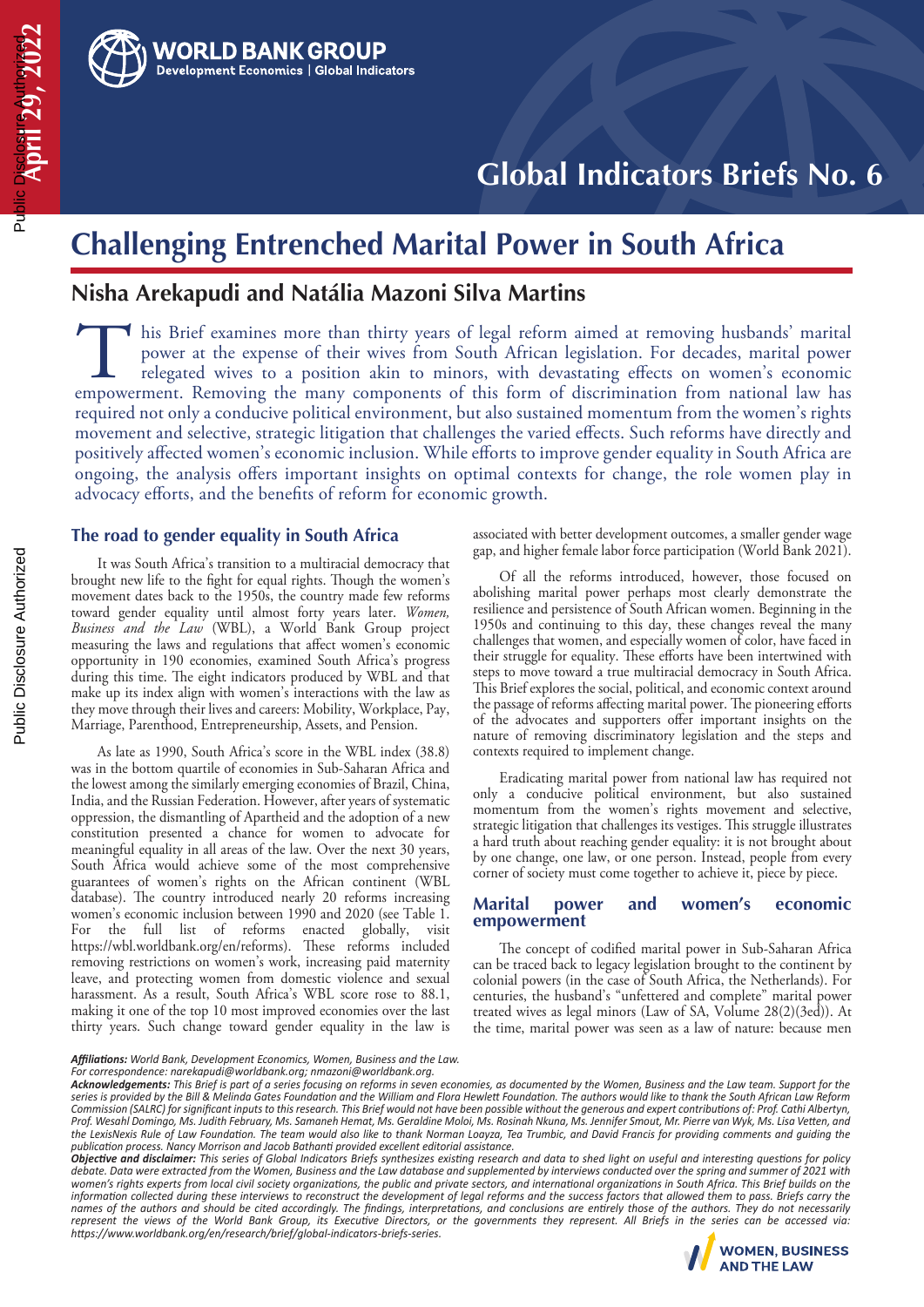# Global Indicators Briefs No. 6

# Challenging Entrenched Marital Power in South Africa

## Nisha Arekapudi and Natália Mazoni Silva Martins

This Brief examines more than thirty years of legal reform aimed at removing husbands' marital power at the expense of their wives from South African legislation. For decades, marital power relegated wives to a position akin to minors, with devastating effects on women's economic empowerment. Removing the many components of this form of discrimination from national law has required not only a conducive political environment, but also sustained momentum from the women's rights movement and selective, strategic litigation that challenges the varied effects. Such reforms have directly and positively affected women's economic inclusion. While efforts to improve gender equality in South Africa are ongoing, the analysis offers important insights on optimal contexts for change, the role women play in advocacy efforts, and the benefits of reform for economic growth.

## The road to gender equality in South Africa

It was South Africa's transition to a multiracial democracy that brought new life to the fight for equal rights. Though the women's movement dates back to the 1950s, the country made few reforms toward gender equality until almost forty years later. *Women, Business and the Law* (WBL), a World Bank Group project measuring the laws and regulations that affect women's economic opportunity in 190 economies, examined South Africa's progress during this time. The eight indicators produced by WBL and that make up its index align with women's interactions with the law as they move through their lives and careers: Mobility, Workplace, Pay, Marriage, Parenthood, Entrepreneurship, Assets, and Pension.

As late as 1990, South Africa's score in the WBL index (38.8) was in the bottom quartile of economies in Sub-Saharan Africa and the lowest among the similarly emerging economies of Brazil, China, India, and the Russian Federation. However, after years of systematic oppression, the dismantling of Apartheid and the adoption of a new constitution presented a chance for women to advocate for meaningful equality in all areas of the law. Over the next 30 years, South Africa would achieve some of the most comprehensive guarantees of women's rights on the African continent (WBL database). The country introduced nearly 20 reforms increasing women's economic inclusion between 1990 and 2020 (see Table 1. For the full list of reforms enacted globally, visit https://wbl.worldbank.org/en/reforms). These reforms included removing restrictions on women's work, increasing paid maternity leave, and protecting women from domestic violence and sexual harassment. As a result, South Africa's WBL score rose to 88.1, making it one of the top 10 most improved economies over the last thirty years. Such change toward gender equality in the law is associated with better development outcomes, a smaller gender wage gap, and higher female labor force participation (World Bank 2021).

Of all the reforms introduced, however, those focused on abolishing marital power perhaps most clearly demonstrate the resilience and persistence of South African women. Beginning in the 1950s and continuing to this day, these changes reveal the many challenges that women, and especially women of color, have faced in their struggle for equality. These efforts have been intertwined with steps to move toward a true multiracial democracy in South Africa. This Brief explores the social, political, and economic context around the passage of reforms affecting marital power. The pioneering efforts of the advocates and supporters offer important insights on the nature of removing discriminatory legislation and the steps and contexts required to implement change.

Eradicating marital power from national law has required not only a conducive political environment, but also sustained momentum from the women's rights movement and selective, strategic litigation that challenges its vestiges. This struggle illustrates a hard truth about reaching gender equality: it is not brought about by one change, one law, or one person. Instead, people from every corner of society must come together to achieve it, piece by piece.

## Marital power and women's economic empowerment

The concept of codified marital power in Sub-Saharan Africa can be traced back to legacy legislation brought to the continent by colonial powers (in the case of South Africa, the Netherlands). For centuries, the husband's "unfettered and complete" marital power treated wives as legal minors (Law of SA, Volume 28(2)(3ed)). At the time, marital power was seen as a law of nature: because men

---

***Affiliations:*** *World Bank, Development Economics, Women, Business and the Law.*
*For correspondence: narekapudi@worldbank.org; nmazoni@worldbank.org.*

***Acknowledgements:*** *This Brief is part of a series focusing on reforms in seven economies, as documented by the Women, Business and the Law team. Support for the series is provided by the Bill & Melinda Gates Foundation and the William and Flora Hewlett Foundation. The authors would like to thank the South African Law Reform Commission (SALRC) for significant inputs to this research. This Brief would not have been possible without the generous and expert contributions of: Prof. Cathi Albertyn, Prof. Wesahl Domingo, Ms. Judith February, Ms. Samaneh Hemat, Ms. Geraldine Moloi, Ms. Rosinah Nkuna, Ms. Jennifer Smout, Mr. Pierre van Wyk, Ms. Lisa Vetten, and the LexisNexis Rule of Law Foundation. The team would also like to thank Norman Loayza, Tea Trumbic, and David Francis for providing comments and guiding the publication process. Nancy Morrison and Jacob Bathanti provided excellent editorial assistance.*

***Objective and disclaimer:*** *This series of Global Indicators Briefs synthesizes existing research and data to shed light on useful and interesting questions for policy debate. Data were extracted from the Women, Business and the Law database and supplemented by interviews conducted over the spring and summer of 2021 with women's rights experts from local civil society organizations, the public and private sectors, and international organizations in South Africa. This Brief builds on the information collected during these interviews to reconstruct the development of legal reforms and the success factors that allowed them to pass. Briefs carry the names of the authors and should be cited accordingly. The findings, interpretations, and conclusions are entirely those of the authors. They do not necessarily represent the views of the World Bank Group, its Executive Directors, or the governments they represent. All Briefs in the series can be accessed via: https://www.worldbank.org/en/research/brief/global-indicators-briefs-series.*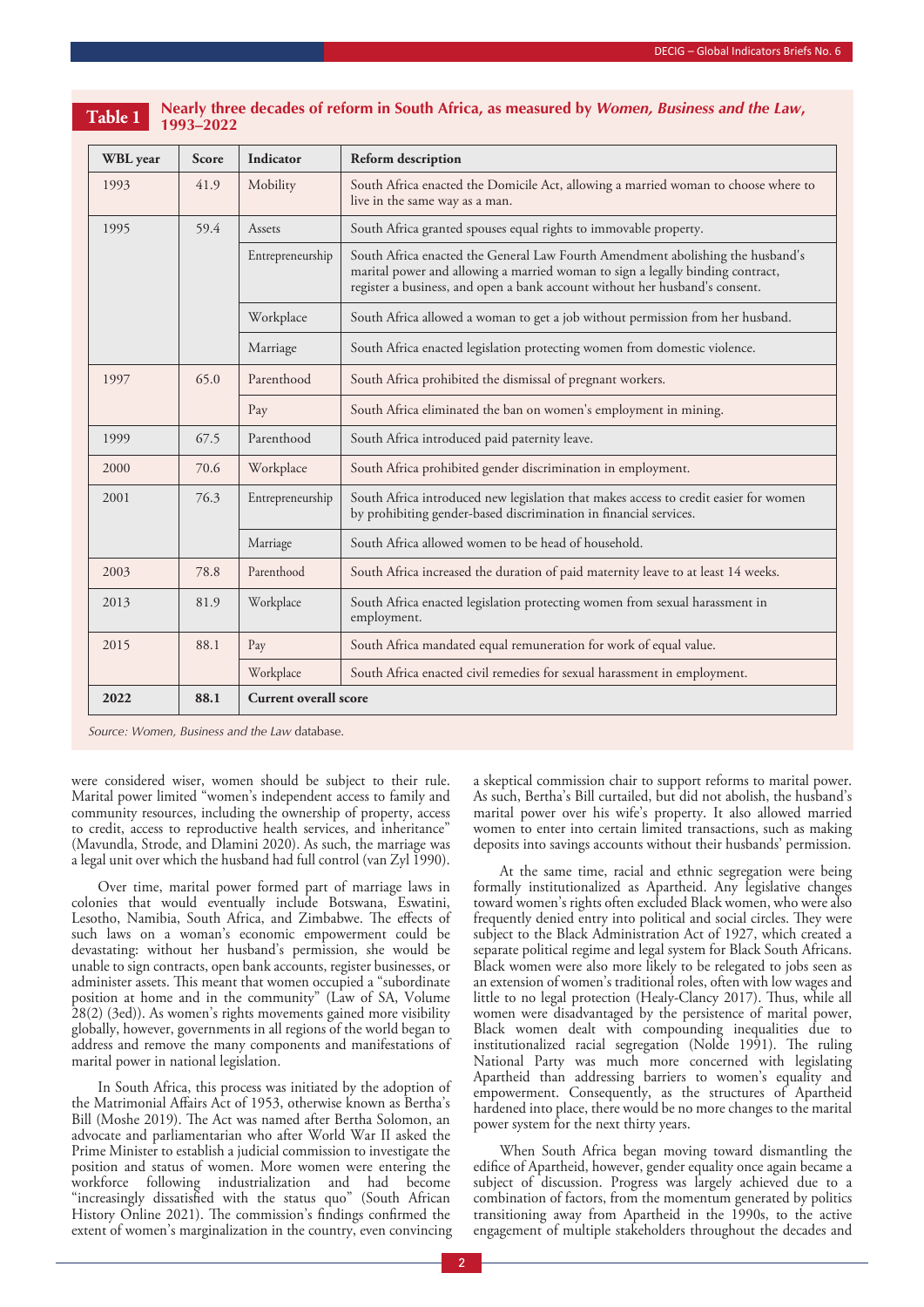**Table 1** Nearly three decades of reform in South Africa, as measured by *Women, Business and the Law*, 1993–2022

| WBL year | Score | Indicator | Reform description |
|---|---|---|---|
| 1993 | 41.9 | Mobility | South Africa enacted the Domicile Act, allowing a married woman to choose where to live in the same way as a man. |
| 1995 | 59.4 | Assets | South Africa granted spouses equal rights to immovable property. |
| | | Entrepreneurship | South Africa enacted the General Law Fourth Amendment abolishing the husband's marital power and allowing a married woman to sign a legally binding contract, register a business, and open a bank account without her husband's consent. |
| | | Workplace | South Africa allowed a woman to get a job without permission from her husband. |
| | | Marriage | South Africa enacted legislation protecting women from domestic violence. |
| 1997 | 65.0 | Parenthood | South Africa prohibited the dismissal of pregnant workers. |
| | | Pay | South Africa eliminated the ban on women's employment in mining. |
| 1999 | 67.5 | Parenthood | South Africa introduced paid paternity leave. |
| 2000 | 70.6 | Workplace | South Africa prohibited gender discrimination in employment. |
| 2001 | 76.3 | Entrepreneurship | South Africa introduced new legislation that makes access to credit easier for women by prohibiting gender-based discrimination in financial services. |
| | | Marriage | South Africa allowed women to be head of household. |
| 2003 | 78.8 | Parenthood | South Africa increased the duration of paid maternity leave to at least 14 weeks. |
| 2013 | 81.9 | Workplace | South Africa enacted legislation protecting women from sexual harassment in employment. |
| 2015 | 88.1 | Pay | South Africa mandated equal remuneration for work of equal value. |
| | | Workplace | South Africa enacted civil remedies for sexual harassment in employment. |
| **2022** | **88.1** | **Current overall score** | |

*Source: Women, Business and the Law* database.

were considered wiser, women should be subject to their rule. Marital power limited "women's independent access to family and community resources, including the ownership of property, access to credit, access to reproductive health services, and inheritance" (Mavundla, Strode, and Dlamini 2020). As such, the marriage was a legal unit over which the husband had full control (van Zyl 1990).

Over time, marital power formed part of marriage laws in colonies that would eventually include Botswana, Eswatini, Lesotho, Namibia, South Africa, and Zimbabwe. The effects of such laws on a woman's economic empowerment could be devastating: without her husband's permission, she would be unable to sign contracts, open bank accounts, register businesses, or administer assets. This meant that women occupied a "subordinate position at home and in the community" (Law of SA, Volume 28(2) (3ed)). As women's rights movements gained more visibility globally, however, governments in all regions of the world began to address and remove the many components and manifestations of marital power in national legislation.

In South Africa, this process was initiated by the adoption of the Matrimonial Affairs Act of 1953, otherwise known as Bertha's Bill (Moshe 2019). The Act was named after Bertha Solomon, an advocate and parliamentarian who after World War II asked the Prime Minister to establish a judicial commission to investigate the position and status of women. More women were entering the workforce following industrialization and had become "increasingly dissatisfied with the status quo" (South African History Online 2021). The commission's findings confirmed the extent of women's marginalization in the country, even convincing a skeptical commission chair to support reforms to marital power. As such, Bertha's Bill curtailed, but did not abolish, the husband's marital power over his wife's property. It also allowed married women to enter into certain limited transactions, such as making deposits into savings accounts without their husbands' permission.

At the same time, racial and ethnic segregation were being formally institutionalized as Apartheid. Any legislative changes toward women's rights often excluded Black women, who were also frequently denied entry into political and social circles. They were subject to the Black Administration Act of 1927, which created a separate political regime and legal system for Black South Africans. Black women were also more likely to be relegated to jobs seen as an extension of women's traditional roles, often with low wages and little to no legal protection (Healy-Clancy 2017). Thus, while all women were disadvantaged by the persistence of marital power, Black women dealt with compounding inequalities due to institutionalized racial segregation (Nolde 1991). The ruling National Party was much more concerned with legislating Apartheid than addressing barriers to women's equality and empowerment. Consequently, as the structures of Apartheid hardened into place, there would be no more changes to the marital power system for the next thirty years.

When South Africa began moving toward dismantling the edifice of Apartheid, however, gender equality once again became a subject of discussion. Progress was largely achieved due to a combination of factors, from the momentum generated by politics transitioning away from Apartheid in the 1990s, to the active engagement of multiple stakeholders throughout the decades and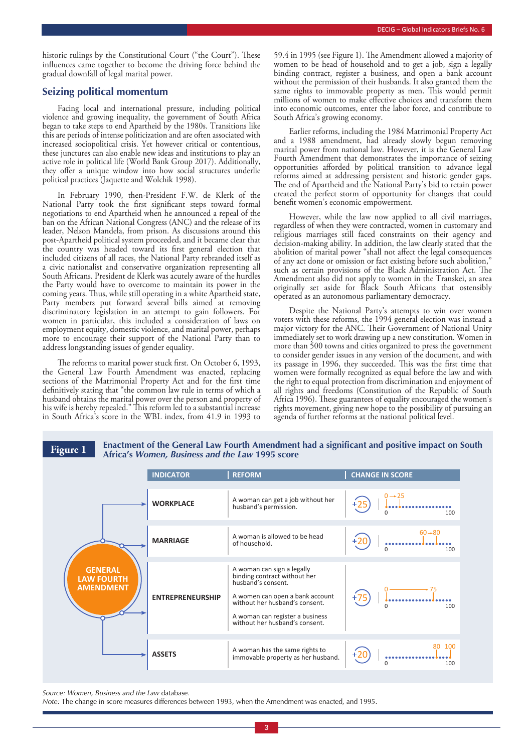historic rulings by the Constitutional Court ("the Court"). These influences came together to become the driving force behind the gradual downfall of legal marital power.

## Seizing political momentum

Facing local and international pressure, including political violence and growing inequality, the government of South Africa began to take steps to end Apartheid by the 1980s. Transitions like this are periods of intense politicization and are often associated with increased sociopolitical crisis. Yet however critical or contentious, these junctures can also enable new ideas and institutions to play an active role in political life (World Bank Group 2017). Additionally, they offer a unique window into how social structures underlie political practices (Jaquette and Wolchik 1998).

In February 1990, then-President F.W. de Klerk of the National Party took the first significant steps toward formal negotiations to end Apartheid when he announced a repeal of the ban on the African National Congress (ANC) and the release of its leader, Nelson Mandela, from prison. As discussions around this post-Apartheid political system proceeded, and it became clear that the country was headed toward its first general election that included citizens of all races, the National Party rebranded itself as a civic nationalist and conservative organization representing all South Africans. President de Klerk was acutely aware of the hurdles the Party would have to overcome to maintain its power in the coming years. Thus, while still operating in a white Apartheid state, Party members put forward several bills aimed at removing discriminatory legislation in an attempt to gain followers. For women in particular, this included a consideration of laws on employment equity, domestic violence, and marital power, perhaps more to encourage their support of the National Party than to address longstanding issues of gender equality.

The reforms to marital power stuck first. On October 6, 1993, the General Law Fourth Amendment was enacted, replacing sections of the Matrimonial Property Act and for the first time definitively stating that "the common law rule in terms of which a husband obtains the marital power over the person and property of his wife is hereby repealed." This reform led to a substantial increase in South Africa's score in the WBL index, from 41.9 in 1993 to 59.4 in 1995 (see Figure 1). The Amendment allowed a majority of women to be head of household and to get a job, sign a legally binding contract, register a business, and open a bank account without the permission of their husbands. It also granted them the same rights to immovable property as men. This would permit millions of women to make effective choices and transform them into economic outcomes, enter the labor force, and contribute to South Africa's growing economy.

Earlier reforms, including the 1984 Matrimonial Property Act and a 1988 amendment, had already slowly begun removing marital power from national law. However, it is the General Law Fourth Amendment that demonstrates the importance of seizing opportunities afforded by political transition to advance legal reforms aimed at addressing persistent and historic gender gaps. The end of Apartheid and the National Party's bid to retain power created the perfect storm of opportunity for changes that could benefit women's economic empowerment.

However, while the law now applied to all civil marriages, regardless of when they were contracted, women in customary and religious marriages still faced constraints on their agency and decision-making ability. In addition, the law clearly stated that the abolition of marital power "shall not affect the legal consequences of any act done or omission or fact existing before such abolition," such as certain provisions of the Black Administration Act. The Amendment also did not apply to women in the Transkei, an area originally set aside for Black South Africans that ostensibly operated as an autonomous parliamentary democracy.

Despite the National Party's attempts to win over women voters with these reforms, the 1994 general election was instead a major victory for the ANC. Their Government of National Unity immediately set to work drawing up a new constitution. Women in more than 500 towns and cities organized to press the government to consider gender issues in any version of the document, and with its passage in 1996, they succeeded. This was the first time that women were formally recognized as equal before the law and with the right to equal protection from discrimination and enjoyment of all rights and freedoms (Constitution of the Republic of South Africa 1996). These guarantees of equality encouraged the women's rights movement, giving new hope to the possibility of pursuing an agenda of further reforms at the national political level.

**Figure 1** Enactment of the General Law Fourth Amendment had a significant and positive impact on South Africa's *Women, Business and the Law* 1995 score

GENERAL LAW FOURTH AMENDMENT

| INDICATOR | REFORM | CHANGE IN SCORE |
|---|---|---|
| WORKPLACE | A woman can get a job without her husband's permission. | +25 (0 → 25) |
| MARRIAGE | A woman is allowed to be head of household. | +20 (60 → 80) |
| ENTREPRENEURSHIP | A woman can sign a legally binding contract without her husband's consent. A women can open a bank account without her husband's consent. A woman can register a business without her husband's consent. | +75 (0 → 75) |
| ASSETS | A woman has the same rights to immovable property as her husband. | +20 (80 → 100) |

*Source: Women, Business and the Law* database.
*Note:* The change in score measures differences between 1993, when the Amendment was enacted, and 1995.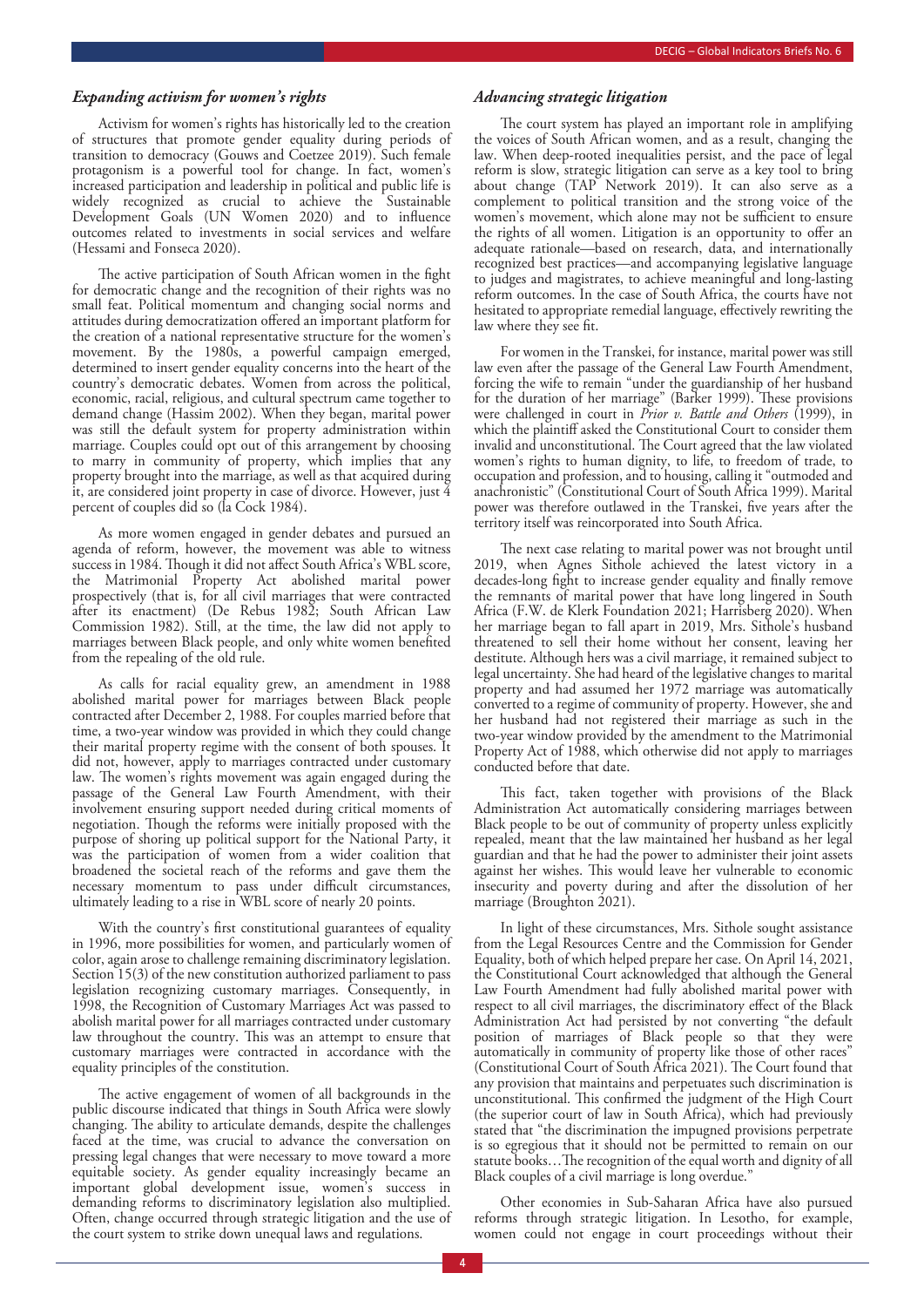### *Expanding activism for women's rights*

Activism for women's rights has historically led to the creation of structures that promote gender equality during periods of transition to democracy (Gouws and Coetzee 2019). Such female protagonism is a powerful tool for change. In fact, women's increased participation and leadership in political and public life is widely recognized as crucial to achieve the Sustainable Development Goals (UN Women 2020) and to influence outcomes related to investments in social services and welfare (Hessami and Fonseca 2020).

The active participation of South African women in the fight for democratic change and the recognition of their rights was no small feat. Political momentum and changing social norms and attitudes during democratization offered an important platform for the creation of a national representative structure for the women's movement. By the 1980s, a powerful campaign emerged, determined to insert gender equality concerns into the heart of the country's democratic debates. Women from across the political, economic, racial, religious, and cultural spectrum came together to demand change (Hassim 2002). When they began, marital power was still the default system for property administration within marriage. Couples could opt out of this arrangement by choosing to marry in community of property, which implies that any property brought into the marriage, as well as that acquired during it, are considered joint property in case of divorce. However, just 4 percent of couples did so (la Cock 1984).

As more women engaged in gender debates and pursued an agenda of reform, however, the movement was able to witness success in 1984. Though it did not affect South Africa's WBL score, the Matrimonial Property Act abolished marital power prospectively (that is, for all civil marriages that were contracted after its enactment) (De Rebus 1982; South African Law Commission 1982). Still, at the time, the law did not apply to marriages between Black people, and only white women benefited from the repealing of the old rule.

As calls for racial equality grew, an amendment in 1988 abolished marital power for marriages between Black people contracted after December 2, 1988. For couples married before that time, a two-year window was provided in which they could change their marital property regime with the consent of both spouses. It did not, however, apply to marriages contracted under customary law. The women's rights movement was again engaged during the passage of the General Law Fourth Amendment, with their involvement ensuring support needed during critical moments of negotiation. Though the reforms were initially proposed with the purpose of shoring up political support for the National Party, it was the participation of women from a wider coalition that broadened the societal reach of the reforms and gave them the necessary momentum to pass under difficult circumstances, ultimately leading to a rise in WBL score of nearly 20 points.

With the country's first constitutional guarantees of equality in 1996, more possibilities for women, and particularly women of color, again arose to challenge remaining discriminatory legislation. Section 15(3) of the new constitution authorized parliament to pass legislation recognizing customary marriages. Consequently, in 1998, the Recognition of Customary Marriages Act was passed to abolish marital power for all marriages contracted under customary law throughout the country. This was an attempt to ensure that customary marriages were contracted in accordance with the equality principles of the constitution.

The active engagement of women of all backgrounds in the public discourse indicated that things in South Africa were slowly changing. The ability to articulate demands, despite the challenges faced at the time, was crucial to advance the conversation on pressing legal changes that were necessary to move toward a more equitable society. As gender equality increasingly became an important global development issue, women's success in demanding reforms to discriminatory legislation also multiplied. Often, change occurred through strategic litigation and the use of the court system to strike down unequal laws and regulations.

### *Advancing strategic litigation*

The court system has played an important role in amplifying the voices of South African women, and as a result, changing the law. When deep-rooted inequalities persist, and the pace of legal reform is slow, strategic litigation can serve as a key tool to bring about change (TAP Network 2019). It can also serve as a complement to political transition and the strong voice of the women's movement, which alone may not be sufficient to ensure the rights of all women. Litigation is an opportunity to offer an adequate rationale—based on research, data, and internationally recognized best practices—and accompanying legislative language to judges and magistrates, to achieve meaningful and long-lasting reform outcomes. In the case of South Africa, the courts have not hesitated to appropriate remedial language, effectively rewriting the law where they see fit.

For women in the Transkei, for instance, marital power was still law even after the passage of the General Law Fourth Amendment, forcing the wife to remain "under the guardianship of her husband for the duration of her marriage" (Barker 1999). These provisions were challenged in court in *Prior v. Battle and Others* (1999), in which the plaintiff asked the Constitutional Court to consider them invalid and unconstitutional. The Court agreed that the law violated women's rights to human dignity, to life, to freedom of trade, to occupation and profession, and to housing, calling it "outmoded and anachronistic" (Constitutional Court of South Africa 1999). Marital power was therefore outlawed in the Transkei, five years after the territory itself was reincorporated into South Africa.

The next case relating to marital power was not brought until 2019, when Agnes Sithole achieved the latest victory in a decades-long fight to increase gender equality and finally remove the remnants of marital power that have long lingered in South Africa (F.W. de Klerk Foundation 2021; Harrisberg 2020). When her marriage began to fall apart in 2019, Mrs. Sithole's husband threatened to sell their home without her consent, leaving her destitute. Although hers was a civil marriage, it remained subject to legal uncertainty. She had heard of the legislative changes to marital property and had assumed her 1972 marriage was automatically converted to a regime of community of property. However, she and her husband had not registered their marriage as such in the two-year window provided by the amendment to the Matrimonial Property Act of 1988, which otherwise did not apply to marriages conducted before that date.

This fact, taken together with provisions of the Black Administration Act automatically considering marriages between Black people to be out of community of property unless explicitly repealed, meant that the law maintained her husband as her legal guardian and that he had the power to administer their joint assets against her wishes. This would leave her vulnerable to economic insecurity and poverty during and after the dissolution of her marriage (Broughton 2021).

In light of these circumstances, Mrs. Sithole sought assistance from the Legal Resources Centre and the Commission for Gender Equality, both of which helped prepare her case. On April 14, 2021, the Constitutional Court acknowledged that although the General Law Fourth Amendment had fully abolished marital power with respect to all civil marriages, the discriminatory effect of the Black Administration Act had persisted by not converting "the default position of marriages of Black people so that they were automatically in community of property like those of other races" (Constitutional Court of South Africa 2021). The Court found that any provision that maintains and perpetuates such discrimination is unconstitutional. This confirmed the judgment of the High Court (the superior court of law in South Africa), which had previously stated that "the discrimination the impugned provisions perpetrate is so egregious that it should not be permitted to remain on our statute books…The recognition of the equal worth and dignity of all Black couples of a civil marriage is long overdue."

Other economies in Sub-Saharan Africa have also pursued reforms through strategic litigation. In Lesotho, for example, women could not engage in court proceedings without their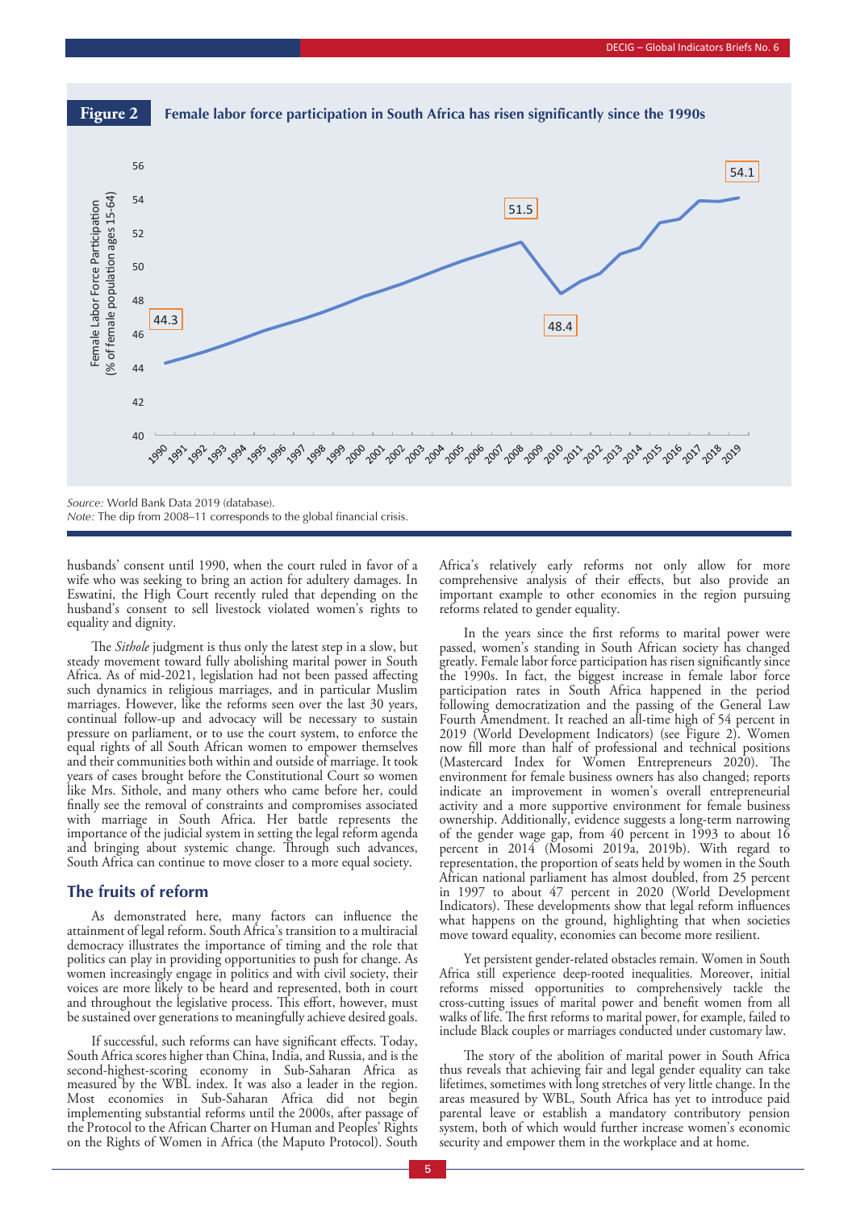**Figure 2** Female labor force participation in South Africa has risen significantly since the 1990s

*Source:* World Bank Data 2019 (database).
*Note:* The dip from 2008–11 corresponds to the global financial crisis.

husbands' consent until 1990, when the court ruled in favor of a wife who was seeking to bring an action for adultery damages. In Eswatini, the High Court recently ruled that depending on the husband's consent to sell livestock violated women's rights to equality and dignity.

The *Sithole* judgment is thus only the latest step in a slow, but steady movement toward fully abolishing marital power in South Africa. As of mid-2021, legislation had not been passed affecting such dynamics in religious marriages, and in particular Muslim marriages. However, like the reforms seen over the last 30 years, continual follow-up and advocacy will be necessary to sustain pressure on parliament, or to use the court system, to enforce the equal rights of all South African women to empower themselves and their communities both within and outside of marriage. It took years of cases brought before the Constitutional Court so women like Mrs. Sithole, and many others who came before her, could finally see the removal of constraints and compromises associated with marriage in South Africa. Her battle represents the importance of the judicial system in setting the legal reform agenda and bringing about systemic change. Through such advances, South Africa can continue to move closer to a more equal society.

## The fruits of reform

As demonstrated here, many factors can influence the attainment of legal reform. South Africa's transition to a multiracial democracy illustrates the importance of timing and the role that politics can play in providing opportunities to push for change. As women increasingly engage in politics and with civil society, their voices are more likely to be heard and represented, both in court and throughout the legislative process. This effort, however, must be sustained over generations to meaningfully achieve desired goals.

If successful, such reforms can have significant effects. Today, South Africa scores higher than China, India, and Russia, and is the second-highest-scoring economy in Sub-Saharan Africa as measured by the WBL index. It was also a leader in the region. Most economies in Sub-Saharan Africa did not begin implementing substantial reforms until the 2000s, after passage of the Protocol to the African Charter on Human and Peoples' Rights on the Rights of Women in Africa (the Maputo Protocol). South Africa's relatively early reforms not only allow for more comprehensive analysis of their effects, but also provide an important example to other economies in the region pursuing reforms related to gender equality.

In the years since the first reforms to marital power were passed, women's standing in South African society has changed greatly. Female labor force participation has risen significantly since the 1990s. In fact, the biggest increase in female labor force participation rates in South Africa happened in the period following democratization and the passing of the General Law Fourth Amendment. It reached an all-time high of 54 percent in 2019 (World Development Indicators) (see Figure 2). Women now fill more than half of professional and technical positions (Mastercard Index for Women Entrepreneurs 2020). The environment for female business owners has also changed; reports indicate an improvement in women's overall entrepreneurial activity and a more supportive environment for female business ownership. Additionally, evidence suggests a long-term narrowing of the gender wage gap, from 40 percent in 1993 to about 16 percent in 2014 (Mosomi 2019a, 2019b). With regard to representation, the proportion of seats held by women in the South African national parliament has almost doubled, from 25 percent in 1997 to about 47 percent in 2020 (World Development Indicators). These developments show that legal reform influences what happens on the ground, highlighting that when societies move toward equality, economies can become more resilient.

Yet persistent gender-related obstacles remain. Women in South Africa still experience deep-rooted inequalities. Moreover, initial reforms missed opportunities to comprehensively tackle the cross-cutting issues of marital power and benefit women from all walks of life. The first reforms to marital power, for example, failed to include Black couples or marriages conducted under customary law.

The story of the abolition of marital power in South Africa thus reveals that achieving fair and legal gender equality can take lifetimes, sometimes with long stretches of very little change. In the areas measured by WBL, South Africa has yet to introduce paid parental leave or establish a mandatory contributory pension system, both of which would further increase women's economic security and empower them in the workplace and at home.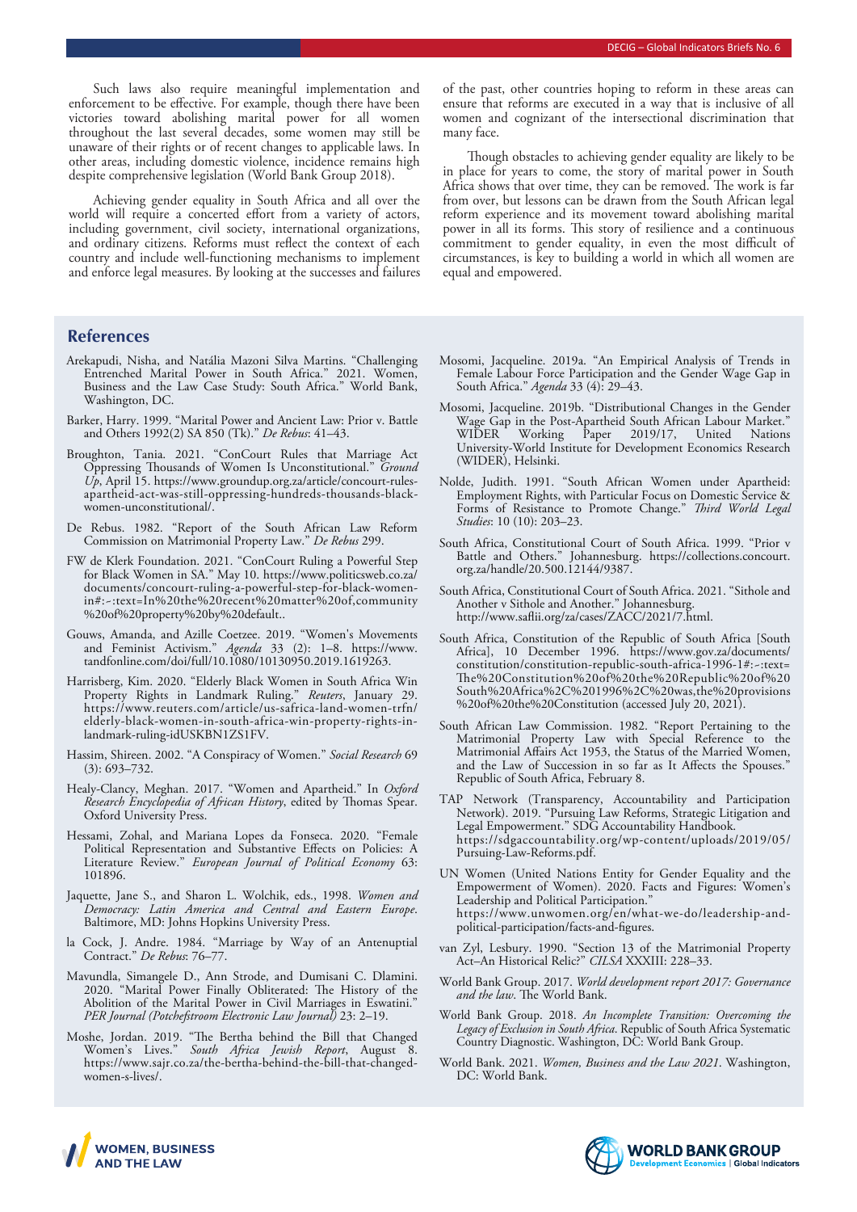Such laws also require meaningful implementation and enforcement to be effective. For example, though there have been victories toward abolishing marital power for all women throughout the last several decades, some women may still be unaware of their rights or of recent changes to applicable laws. In other areas, including domestic violence, incidence remains high despite comprehensive legislation (World Bank Group 2018).

Achieving gender equality in South Africa and all over the world will require a concerted effort from a variety of actors, including government, civil society, international organizations, and ordinary citizens. Reforms must reflect the context of each country and include well-functioning mechanisms to implement and enforce legal measures. By looking at the successes and failures of the past, other countries hoping to reform in these areas can ensure that reforms are executed in a way that is inclusive of all women and cognizant of the intersectional discrimination that many face.

Though obstacles to achieving gender equality are likely to be in place for years to come, the story of marital power in South Africa shows that over time, they can be removed. The work is far from over, but lessons can be drawn from the South African legal reform experience and its movement toward abolishing marital power in all its forms. This story of resilience and a continuous commitment to gender equality, in even the most difficult of circumstances, is key to building a world in which all women are equal and empowered.

## References

Arekapudi, Nisha, and Natália Mazoni Silva Martins. "Challenging Entrenched Marital Power in South Africa." 2021. Women, Business and the Law Case Study: South Africa." World Bank, Washington, DC.

Barker, Harry. 1999. "Marital Power and Ancient Law: Prior v. Battle and Others 1992(2) SA 850 (Tk)." *De Rebus*: 41–43.

Broughton, Tania. 2021. "ConCourt Rules that Marriage Act Oppressing Thousands of Women Is Unconstitutional." *Ground Up*, April 15. https://www.groundup.org.za/article/concourt-rules-apartheid-act-was-still-oppressing-hundreds-thousands-black-women-unconstitutional/.

De Rebus. 1982. "Report of the South African Law Reform Commission on Matrimonial Property Law." *De Rebus* 299.

FW de Klerk Foundation. 2021. "ConCourt Ruling a Powerful Step for Black Women in SA." May 10. https://www.politicsweb.co.za/documents/concourt-ruling-a-powerful-step-for-black-women-in#:~:text=In%20the%20recent%20matter%20of,community%20of%20property%20by%20default..

Gouws, Amanda, and Azille Coetzee. 2019. "Women's Movements and Feminist Activism." *Agenda* 33 (2): 1–8. https://www.tandfonline.com/doi/full/10.1080/10130950.2019.1619263.

Harrisberg, Kim. 2020. "Elderly Black Women in South Africa Win Property Rights in Landmark Ruling." *Reuters*, January 29. https://www.reuters.com/article/us-safrica-land-women-trfn/elderly-black-women-in-south-africa-win-property-rights-in-landmark-ruling-idUSKBN1ZS1FV.

Hassim, Shireen. 2002. "A Conspiracy of Women." *Social Research* 69 (3): 693–732.

Healy-Clancy, Meghan. 2017. "Women and Apartheid." In *Oxford Research Encyclopedia of African History*, edited by Thomas Spear. Oxford University Press.

Hessami, Zohal, and Mariana Lopes da Fonseca. 2020. "Female Political Representation and Substantive Effects on Policies: A Literature Review." *European Journal of Political Economy* 63: 101896.

Jaquette, Jane S., and Sharon L. Wolchik, eds., 1998. *Women and Democracy: Latin America and Central and Eastern Europe*. Baltimore, MD: Johns Hopkins University Press.

la Cock, J. Andre. 1984. "Marriage by Way of an Antenuptial Contract." *De Rebus*: 76–77.

Mavundla, Simangele D., Ann Strode, and Dumisani C. Dlamini. 2020. "Marital Power Finally Obliterated: The History of the Abolition of the Marital Power in Civil Marriages in Eswatini." *PER Journal (Potchefstroom Electronic Law Journal)* 23: 2–19.

Moshe, Jordan. 2019. "The Bertha behind the Bill that Changed Women's Lives." *South Africa Jewish Report*, August 8. https://www.sajr.co.za/the-bertha-behind-the-bill-that-changed-women-s-lives/.

Mosomi, Jacqueline. 2019a. "An Empirical Analysis of Trends in Female Labour Force Participation and the Gender Wage Gap in South Africa." *Agenda* 33 (4): 29–43.

Mosomi, Jacqueline. 2019b. "Distributional Changes in the Gender Wage Gap in the Post-Apartheid South African Labour Market." WIDER Working Paper 2019/17, United Nations University-World Institute for Development Economics Research (WIDER), Helsinki.

Nolde, Judith. 1991. "South African Women under Apartheid: Employment Rights, with Particular Focus on Domestic Service & Forms of Resistance to Promote Change." *Third World Legal Studies*: 10 (10): 203–23.

South Africa, Constitutional Court of South Africa. 1999. "Prior v Battle and Others." Johannesburg. https://collections.concourt.org.za/handle/20.500.12144/9387.

South Africa, Constitutional Court of South Africa. 2021. "Sithole and Another v Sithole and Another." Johannesburg. http://www.saflii.org/za/cases/ZACC/2021/7.html.

South Africa, Constitution of the Republic of South Africa [South Africa], 10 December 1996. https://www.gov.za/documents/constitution/constitution-republic-south-africa-1996-1#:~:text=The%20Constitution%20of%20the%20Republic%20of%20South%20Africa%2C%201996%2C%20was,the%20provisions%20of%20the%20Constitution (accessed July 20, 2021).

South African Law Commission. 1982. "Report Pertaining to the Matrimonial Property Law with Special Reference to the Matrimonial Affairs Act 1953, the Status of the Married Women, and the Law of Succession in so far as It Affects the Spouses." Republic of South Africa, February 8.

TAP Network (Transparency, Accountability and Participation Network). 2019. "Pursuing Law Reforms, Strategic Litigation and Legal Empowerment." SDG Accountability Handbook. https://sdgaccountability.org/wp-content/uploads/2019/05/Pursuing-Law-Reforms.pdf.

UN Women (United Nations Entity for Gender Equality and the Empowerment of Women). 2020. Facts and Figures: Women's Leadership and Political Participation." https://www.unwomen.org/en/what-we-do/leadership-and-political-participation/facts-and-figures.

van Zyl, Lesbury. 1990. "Section 13 of the Matrimonial Property Act–An Historical Relic?" *CILSA* XXXIII: 228–33.

World Bank Group. 2017. *World development report 2017: Governance and the law*. The World Bank.

World Bank Group. 2018. *An Incomplete Transition: Overcoming the Legacy of Exclusion in South Africa*. Republic of South Africa Systematic Country Diagnostic. Washington, DC: World Bank Group.

World Bank. 2021. *Women, Business and the Law 2021*. Washington, DC: World Bank.